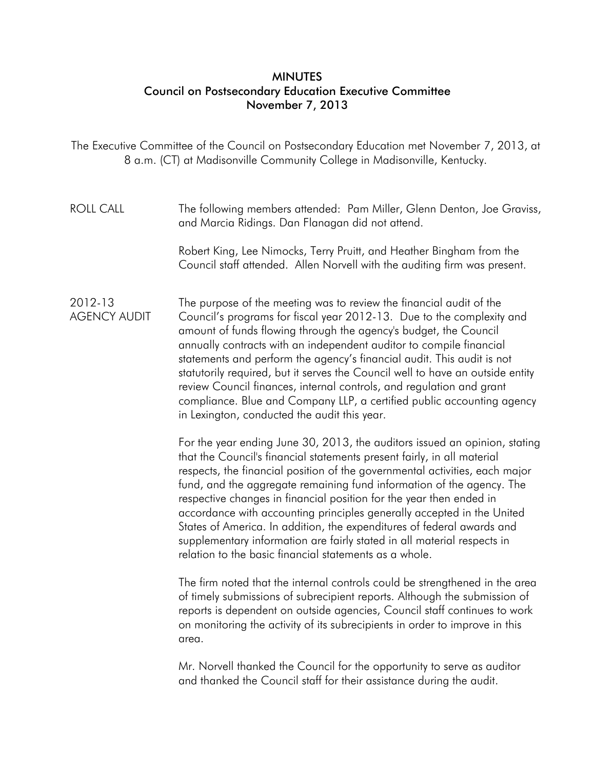# MINUTES
## Council on Postsecondary Education Executive Committee
### November 7, 2013

The Executive Committee of the Council on Postsecondary Education met November 7, 2013, at 8 a.m. (CT) at Madisonville Community College in Madisonville, Kentucky.

**ROLL CALL**

The following members attended: Pam Miller, Glenn Denton, Joe Graviss, and Marcia Ridings. Dan Flanagan did not attend.

Robert King, Lee Nimocks, Terry Pruitt, and Heather Bingham from the Council staff attended. Allen Norvell with the auditing firm was present.

**2012-13 AGENCY AUDIT**

The purpose of the meeting was to review the financial audit of the Council's programs for fiscal year 2012-13. Due to the complexity and amount of funds flowing through the agency's budget, the Council annually contracts with an independent auditor to compile financial statements and perform the agency's financial audit. This audit is not statutorily required, but it serves the Council well to have an outside entity review Council finances, internal controls, and regulation and grant compliance. Blue and Company LLP, a certified public accounting agency in Lexington, conducted the audit this year.

For the year ending June 30, 2013, the auditors issued an opinion, stating that the Council's financial statements present fairly, in all material respects, the financial position of the governmental activities, each major fund, and the aggregate remaining fund information of the agency. The respective changes in financial position for the year then ended in accordance with accounting principles generally accepted in the United States of America. In addition, the expenditures of federal awards and supplementary information are fairly stated in all material respects in relation to the basic financial statements as a whole.

The firm noted that the internal controls could be strengthened in the area of timely submissions of subrecipient reports. Although the submission of reports is dependent on outside agencies, Council staff continues to work on monitoring the activity of its subrecipients in order to improve in this area.

Mr. Norvell thanked the Council for the opportunity to serve as auditor and thanked the Council staff for their assistance during the audit.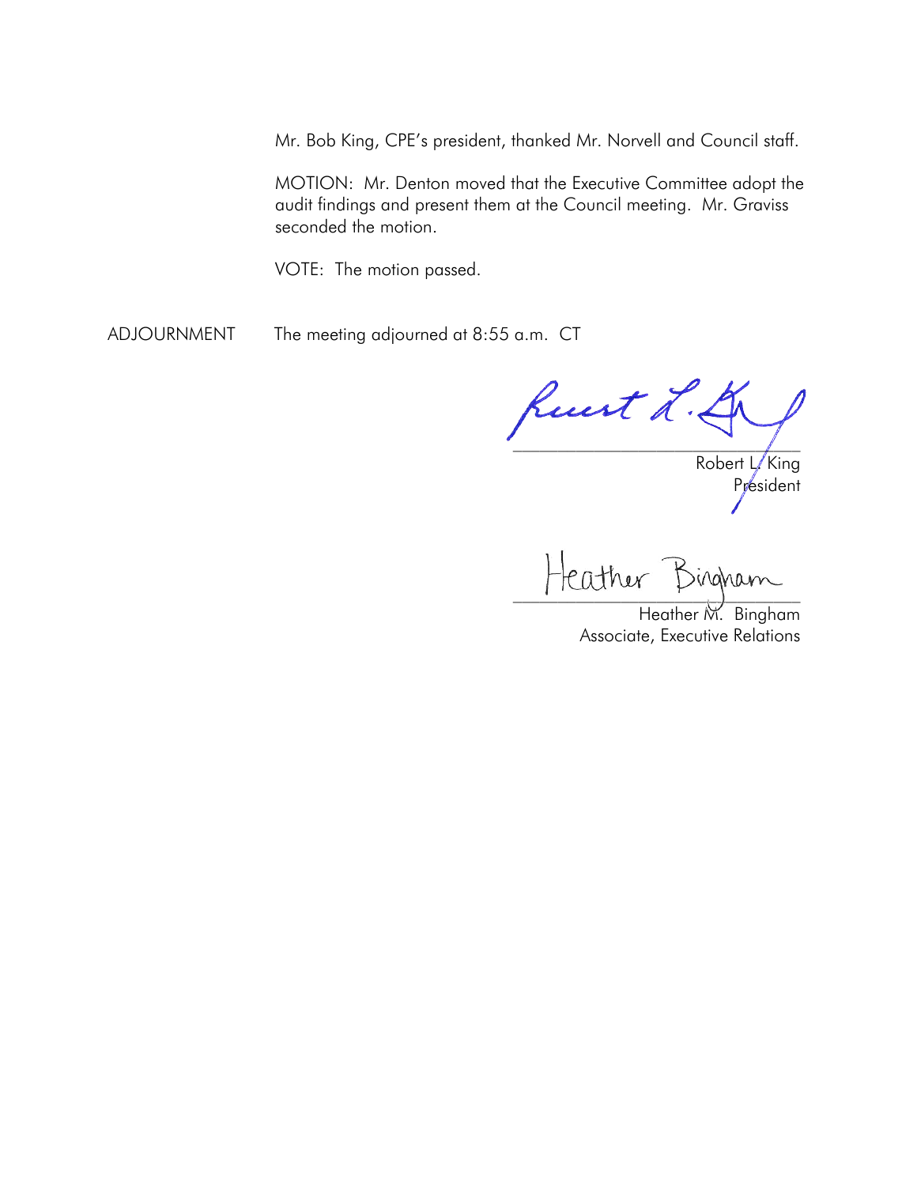Mr. Bob King, CPE's president, thanked Mr. Norvell and Council staff.

MOTION: Mr. Denton moved that the Executive Committee adopt the audit findings and present them at the Council meeting. Mr. Graviss seconded the motion.

VOTE: The motion passed.

ADJOURNMENT The meeting adjourned at 8:55 a.m. CT

Robert L. King
President

Heather M. Bingham
Associate, Executive Relations